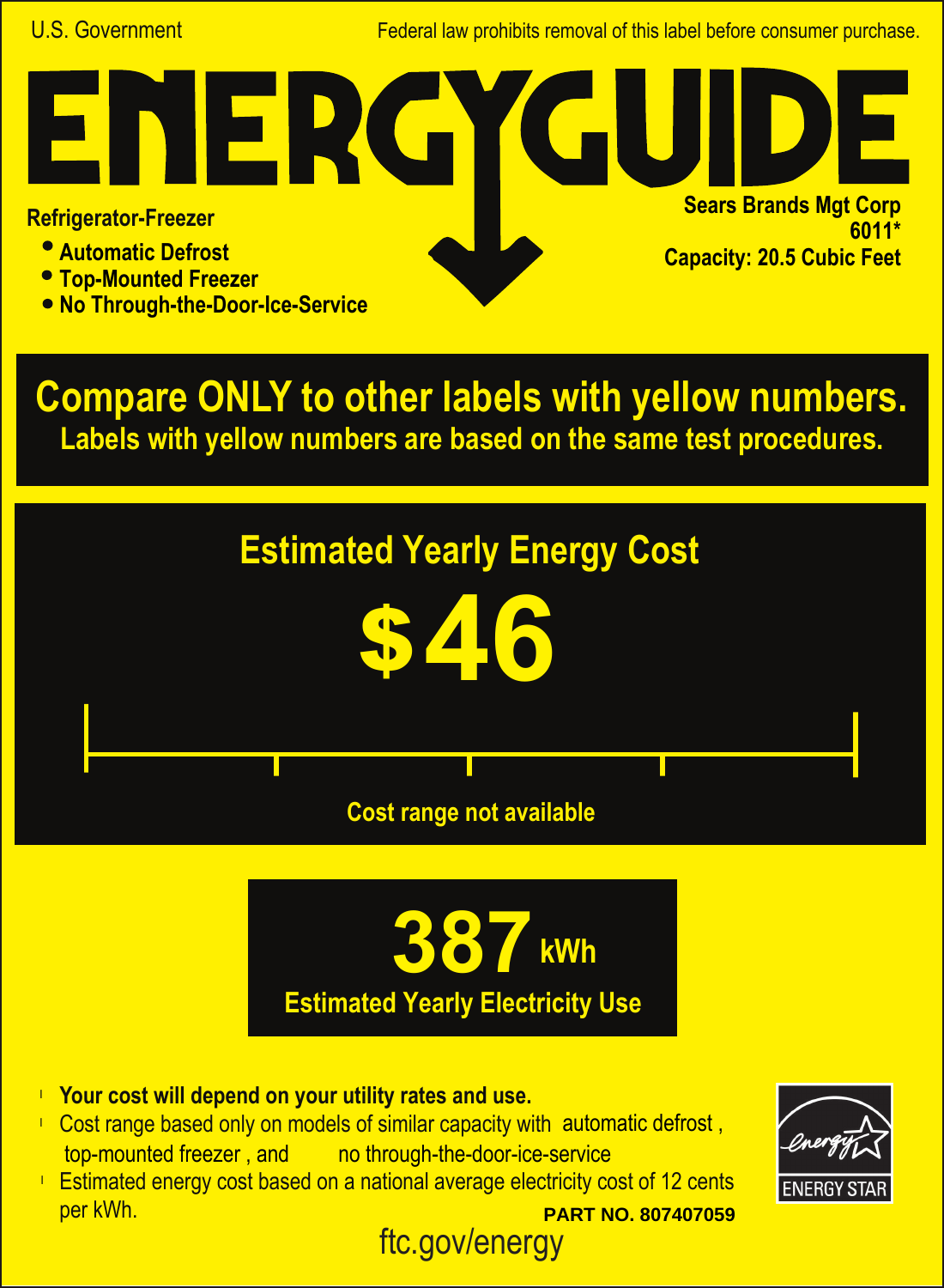U.S. Government

Federal law prohibits removal of this label before consumer purchase.

# ENERGYGUIDE

**Refrigerator-Freezer**

- **Automatic Defrost**
- **Top-Mounted Freezer**
- **No Through-the-Door-Ice-Service**

**Sears Brands Mgt Corp**
**6011***
**Capacity: 20.5 Cubic Feet**

## Compare ONLY to other labels with yellow numbers.

**Labels with yellow numbers are based on the same test procedures.**

## Estimated Yearly Energy Cost

# $46

Cost range not available

# 387 kWh

**Estimated Yearly Electricity Use**

- **Your cost will depend on your utility rates and use.**
- Cost range based only on models of similar capacity with automatic defrost, top-mounted freezer, and no through-the-door-ice-service
- Estimated energy cost based on a national average electricity cost of 12 cents per kWh.

ENERGY STAR

**PART NO. 807407059**

ftc.gov/energy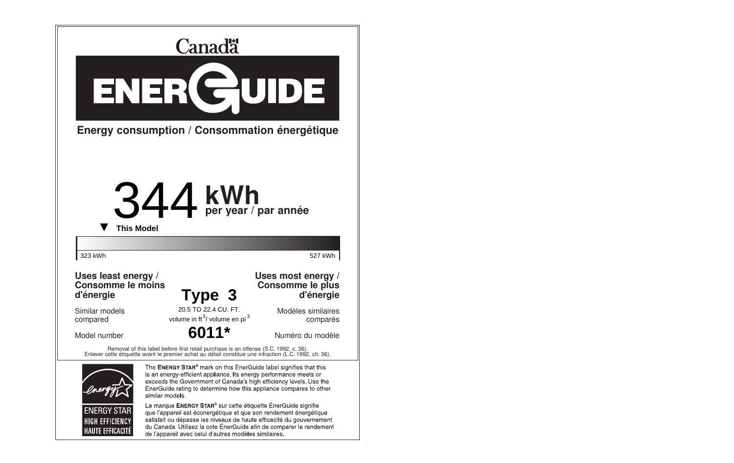Canada

# ENERGUIDE

**Energy consumption / Consommation énergétique**

# 344 **kWh** **per year / par année**

▼ **This Model**

323 kWh

527 kWh

**Uses least energy / Consomme le moins d'énergie**

**Uses most energy / Consomme le plus d'énergie**

**Type 3**

Similar models compared

20.5 TO 22.4 CU. FT.

volume in $ft^3$/ volume en $pi^3$

Modèles similaires comparés

Model number

**6011***

Numéro du modèle

Removal of this label before first retail purchase is an offense (S.C. 1992, c. 36).
Enlever cette étiquette avant le premier achat au détail constitue une infraction (L.C. 1992, ch. 36).

ENERGY STAR
HIGH EFFICIENCY
HAUTE EFFICACITÉ

The **ENERGY STAR®** mark on this EnerGuide label signifies that this is an energy-efficient appliance. Its energy performance meets or exceeds the Government of Canada's high efficiency levels. Use the EnerGuide rating to determine how this appliance compares to other similar models.

La marque **ENERGY STAR®** sur cette étiquette ÉnerGuide signifie que l'appareil est éconergétique et que son rendement énergétique satisfait ou dépasse les niveaux de haute efficacité du gouvernement du Canada. Utilisez la cote ÉnerGuide afin de comparer le rendement de l'appareil avec celui d'autres modèles similaires.